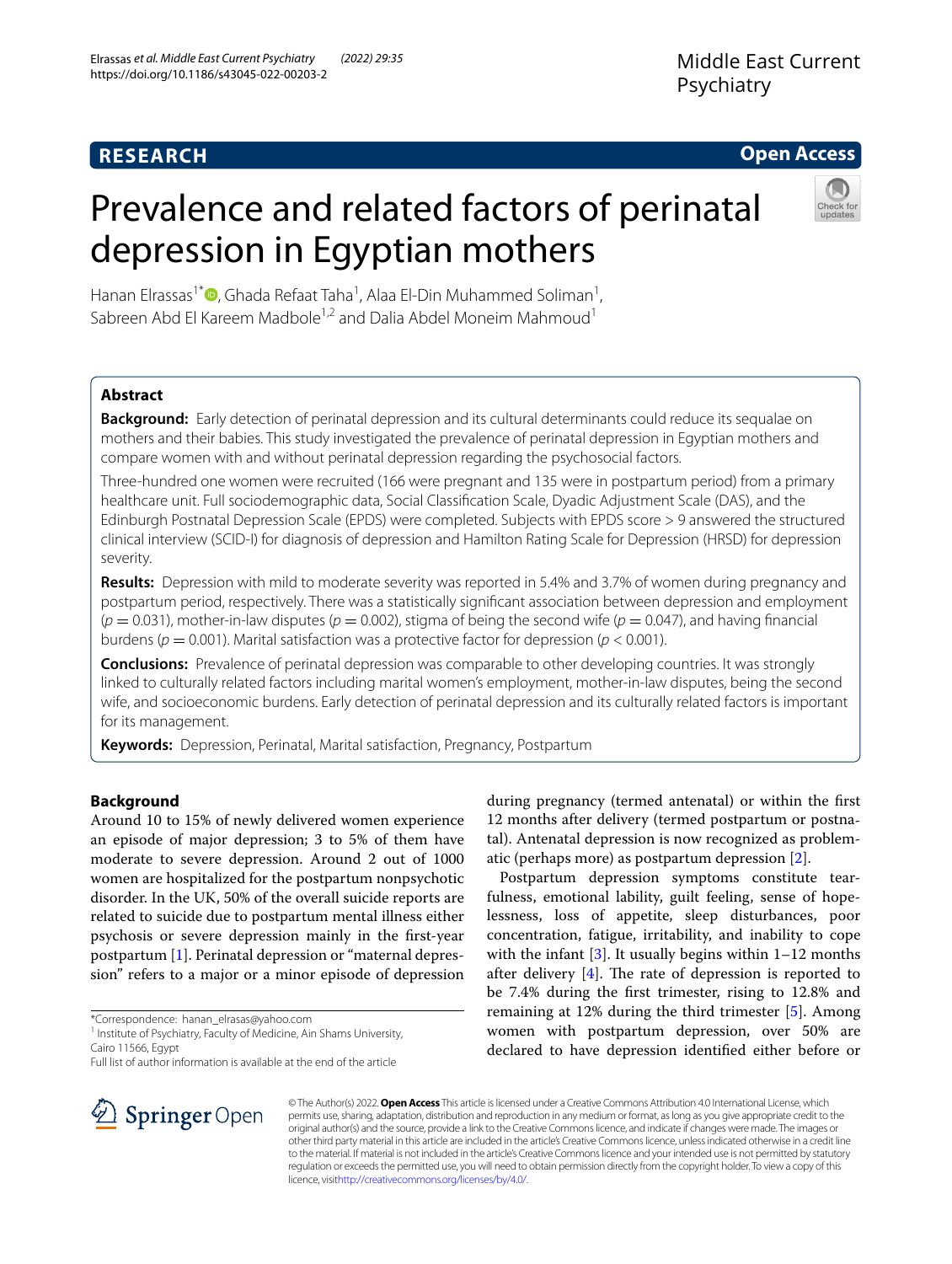**RESEARCH** **Open Access**

# Prevalence and related factors of perinatal depression in Egyptian mothers

Hanan Elrassas[1*], Ghada Refaat Taha[1], Alaa El-Din Muhammed Soliman[1], Sabreen Abd El Kareem Madbole[1,2] and Dalia Abdel Moneim Mahmoud[1]

## Abstract

**Background:** Early detection of perinatal depression and its cultural determinants could reduce its sequalae on mothers and their babies. This study investigated the prevalence of perinatal depression in Egyptian mothers and compare women with and without perinatal depression regarding the psychosocial factors.

Three-hundred one women were recruited (166 were pregnant and 135 were in postpartum period) from a primary healthcare unit. Full sociodemographic data, Social Classification Scale, Dyadic Adjustment Scale (DAS), and the Edinburgh Postnatal Depression Scale (EPDS) were completed. Subjects with EPDS score > 9 answered the structured clinical interview (SCID-I) for diagnosis of depression and Hamilton Rating Scale for Depression (HRSD) for depression severity.

**Results:** Depression with mild to moderate severity was reported in 5.4% and 3.7% of women during pregnancy and postpartum period, respectively. There was a statistically significant association between depression and employment ($p = 0.031$), mother-in-law disputes ($p = 0.002$), stigma of being the second wife ($p = 0.047$), and having financial burdens ($p = 0.001$). Marital satisfaction was a protective factor for depression ($p < 0.001$).

**Conclusions:** Prevalence of perinatal depression was comparable to other developing countries. It was strongly linked to culturally related factors including marital women's employment, mother-in-law disputes, being the second wife, and socioeconomic burdens. Early detection of perinatal depression and its culturally related factors is important for its management.

**Keywords:** Depression, Perinatal, Marital satisfaction, Pregnancy, Postpartum

## Background

Around 10 to 15% of newly delivered women experience an episode of major depression; 3 to 5% of them have moderate to severe depression. Around 2 out of 1000 women are hospitalized for the postpartum nonpsychotic disorder. In the UK, 50% of the overall suicide reports are related to suicide due to postpartum mental illness either psychosis or severe depression mainly in the first-year postpartum [1]. Perinatal depression or "maternal depression" refers to a major or a minor episode of depression during pregnancy (termed antenatal) or within the first 12 months after delivery (termed postpartum or postnatal). Antenatal depression is now recognized as problematic (perhaps more) as postpartum depression [2].

Postpartum depression symptoms constitute tearfulness, emotional lability, guilt feeling, sense of hopelessness, loss of appetite, sleep disturbances, poor concentration, fatigue, irritability, and inability to cope with the infant [3]. It usually begins within 1–12 months after delivery [4]. The rate of depression is reported to be 7.4% during the first trimester, rising to 12.8% and remaining at 12% during the third trimester [5]. Among women with postpartum depression, over 50% are declared to have depression identified either before or

*Correspondence: hanan_elrasas@yahoo.com
[1] Institute of Psychiatry, Faculty of Medicine, Ain Shams University, Cairo 11566, Egypt
Full list of author information is available at the end of the article

© The Author(s) 2022. **Open Access** This article is licensed under a Creative Commons Attribution 4.0 International License, which permits use, sharing, adaptation, distribution and reproduction in any medium or format, as long as you give appropriate credit to the original author(s) and the source, provide a link to the Creative Commons licence, and indicate if changes were made. The images or other third party material in this article are included in the article's Creative Commons licence, unless indicated otherwise in a credit line to the material. If material is not included in the article's Creative Commons licence and your intended use is not permitted by statutory regulation or exceeds the permitted use, you will need to obtain permission directly from the copyright holder. To view a copy of this licence, visit http://creativecommons.org/licenses/by/4.0/.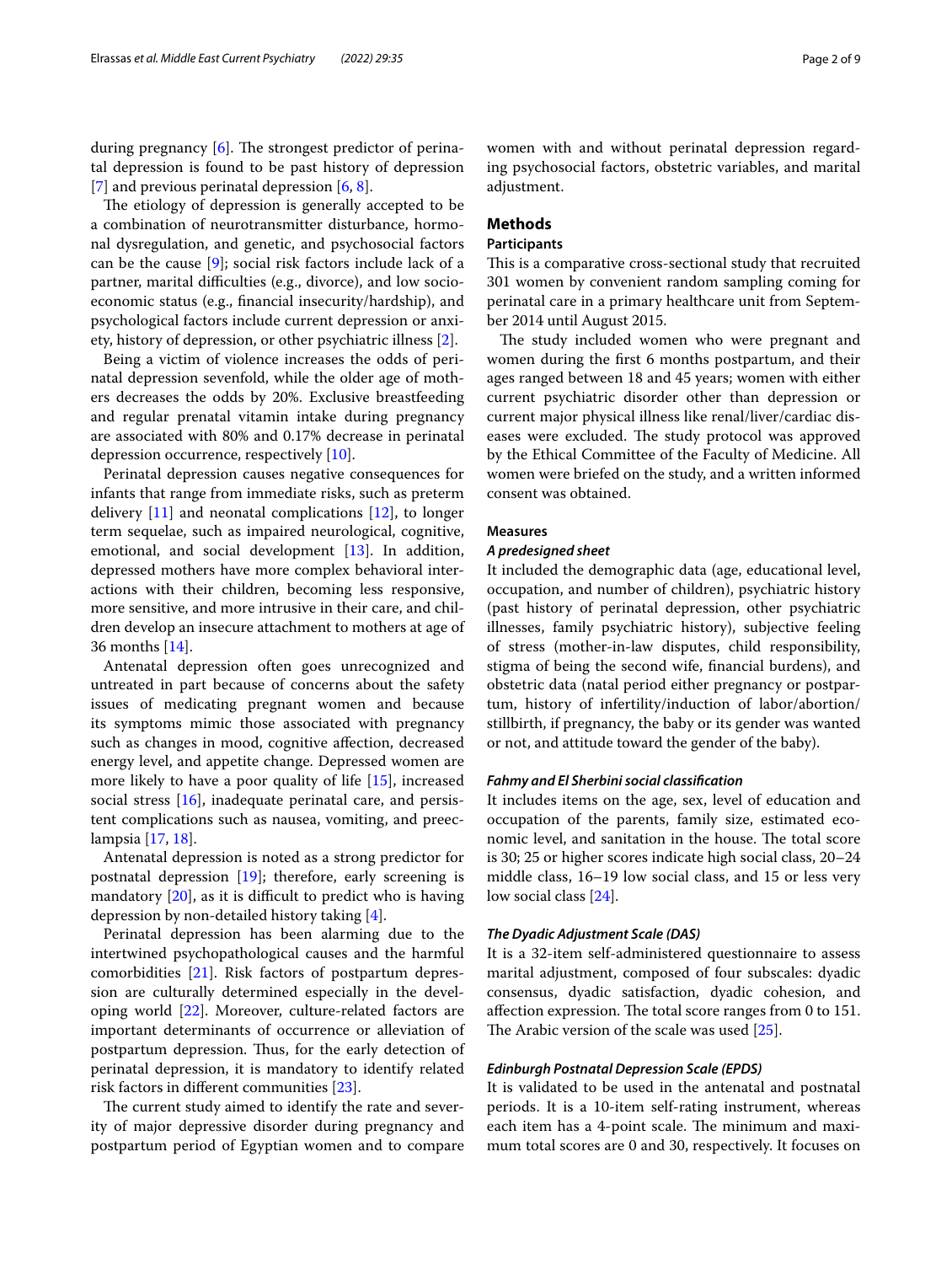during pregnancy [6]. The strongest predictor of perinatal depression is found to be past history of depression [7] and previous perinatal depression [6, 8].

The etiology of depression is generally accepted to be a combination of neurotransmitter disturbance, hormonal dysregulation, and genetic, and psychosocial factors can be the cause [9]; social risk factors include lack of a partner, marital difficulties (e.g., divorce), and low socioeconomic status (e.g., financial insecurity/hardship), and psychological factors include current depression or anxiety, history of depression, or other psychiatric illness [2].

Being a victim of violence increases the odds of perinatal depression sevenfold, while the older age of mothers decreases the odds by 20%. Exclusive breastfeeding and regular prenatal vitamin intake during pregnancy are associated with 80% and 0.17% decrease in perinatal depression occurrence, respectively [10].

Perinatal depression causes negative consequences for infants that range from immediate risks, such as preterm delivery [11] and neonatal complications [12], to longer term sequelae, such as impaired neurological, cognitive, emotional, and social development [13]. In addition, depressed mothers have more complex behavioral interactions with their children, becoming less responsive, more sensitive, and more intrusive in their care, and children develop an insecure attachment to mothers at age of 36 months [14].

Antenatal depression often goes unrecognized and untreated in part because of concerns about the safety issues of medicating pregnant women and because its symptoms mimic those associated with pregnancy such as changes in mood, cognitive affection, decreased energy level, and appetite change. Depressed women are more likely to have a poor quality of life [15], increased social stress [16], inadequate perinatal care, and persistent complications such as nausea, vomiting, and preeclampsia [17, 18].

Antenatal depression is noted as a strong predictor for postnatal depression [19]; therefore, early screening is mandatory [20], as it is difficult to predict who is having depression by non-detailed history taking [4].

Perinatal depression has been alarming due to the intertwined psychopathological causes and the harmful comorbidities [21]. Risk factors of postpartum depression are culturally determined especially in the developing world [22]. Moreover, culture-related factors are important determinants of occurrence or alleviation of postpartum depression. Thus, for the early detection of perinatal depression, it is mandatory to identify related risk factors in different communities [23].

The current study aimed to identify the rate and severity of major depressive disorder during pregnancy and postpartum period of Egyptian women and to compare women with and without perinatal depression regarding psychosocial factors, obstetric variables, and marital adjustment.

## Methods

### Participants

This is a comparative cross-sectional study that recruited 301 women by convenient random sampling coming for perinatal care in a primary healthcare unit from September 2014 until August 2015.

The study included women who were pregnant and women during the first 6 months postpartum, and their ages ranged between 18 and 45 years; women with either current psychiatric disorder other than depression or current major physical illness like renal/liver/cardiac diseases were excluded. The study protocol was approved by the Ethical Committee of the Faculty of Medicine. All women were briefed on the study, and a written informed consent was obtained.

### Measures

#### *A predesigned sheet*

It included the demographic data (age, educational level, occupation, and number of children), psychiatric history (past history of perinatal depression, other psychiatric illnesses, family psychiatric history), subjective feeling of stress (mother-in-law disputes, child responsibility, stigma of being the second wife, financial burdens), and obstetric data (natal period either pregnancy or postpartum, history of infertility/induction of labor/abortion/stillbirth, if pregnancy, the baby or its gender was wanted or not, and attitude toward the gender of the baby).

#### *Fahmy and El Sherbini social classification*

It includes items on the age, sex, level of education and occupation of the parents, family size, estimated economic level, and sanitation in the house. The total score is 30; 25 or higher scores indicate high social class, 20–24 middle class, 16–19 low social class, and 15 or less very low social class [24].

#### *The Dyadic Adjustment Scale (DAS)*

It is a 32-item self-administered questionnaire to assess marital adjustment, composed of four subscales: dyadic consensus, dyadic satisfaction, dyadic cohesion, and affection expression. The total score ranges from 0 to 151. The Arabic version of the scale was used [25].

#### *Edinburgh Postnatal Depression Scale (EPDS)*

It is validated to be used in the antenatal and postnatal periods. It is a 10-item self-rating instrument, whereas each item has a 4-point scale. The minimum and maximum total scores are 0 and 30, respectively. It focuses on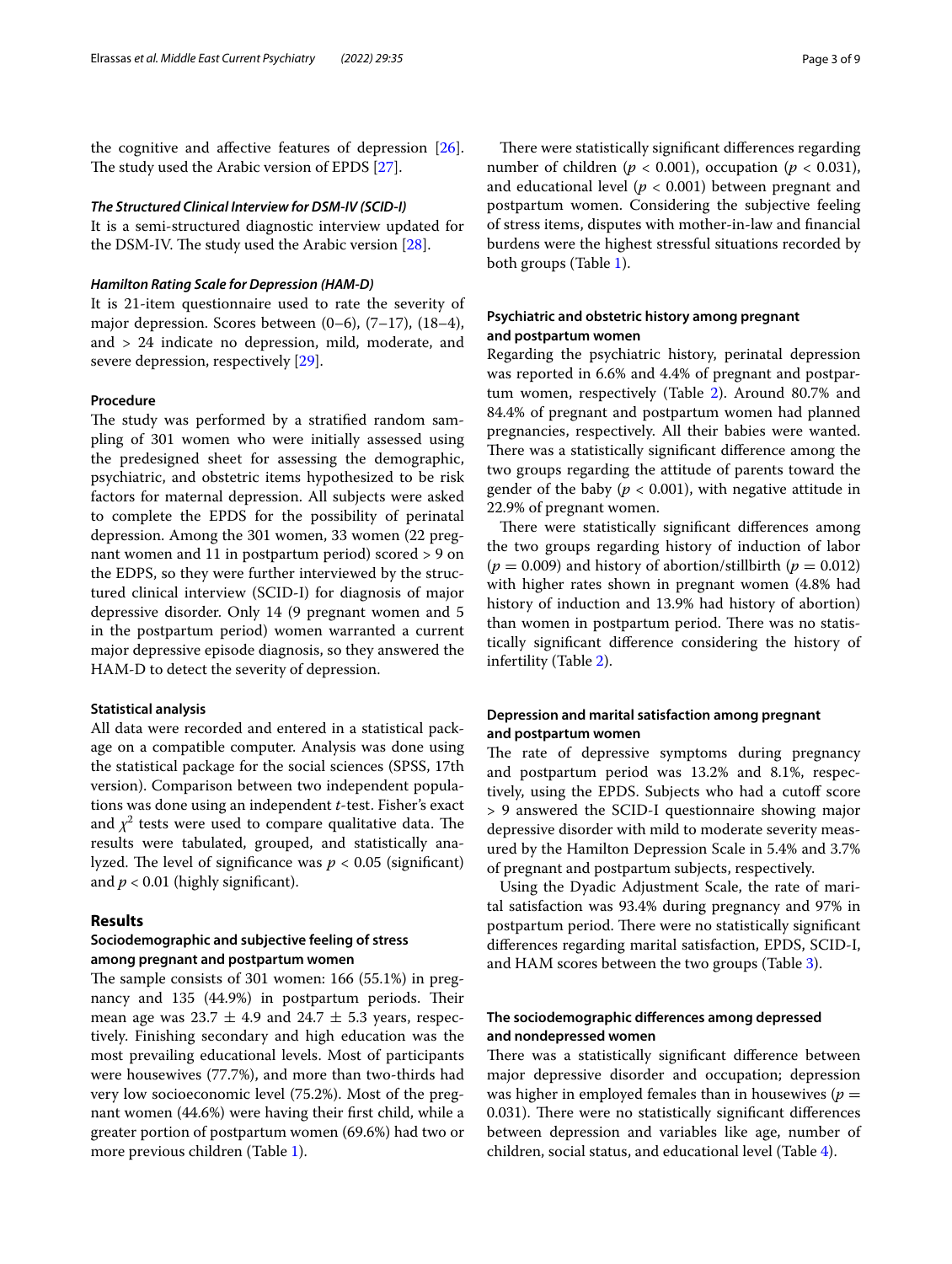the cognitive and affective features of depression [26]. The study used the Arabic version of EPDS [27].

#### *The Structured Clinical Interview for DSM-IV (SCID-I)*

It is a semi-structured diagnostic interview updated for the DSM-IV. The study used the Arabic version [28].

#### *Hamilton Rating Scale for Depression (HAM-D)*

It is 21-item questionnaire used to rate the severity of major depression. Scores between (0–6), (7–17), (18–4), and > 24 indicate no depression, mild, moderate, and severe depression, respectively [29].

### Procedure

The study was performed by a stratified random sampling of 301 women who were initially assessed using the predesigned sheet for assessing the demographic, psychiatric, and obstetric items hypothesized to be risk factors for maternal depression. All subjects were asked to complete the EPDS for the possibility of perinatal depression. Among the 301 women, 33 women (22 pregnant women and 11 in postpartum period) scored > 9 on the EDPS, so they were further interviewed by the structured clinical interview (SCID-I) for diagnosis of major depressive disorder. Only 14 (9 pregnant women and 5 in the postpartum period) women warranted a current major depressive episode diagnosis, so they answered the HAM-D to detect the severity of depression.

### Statistical analysis

All data were recorded and entered in a statistical package on a compatible computer. Analysis was done using the statistical package for the social sciences (SPSS, 17th version). Comparison between two independent populations was done using an independent *t*-test. Fisher's exact and $\chi^2$ tests were used to compare qualitative data. The results were tabulated, grouped, and statistically analyzed. The level of significance was $p < 0.05$ (significant) and $p < 0.01$ (highly significant).

## Results

### Sociodemographic and subjective feeling of stress among pregnant and postpartum women

The sample consists of 301 women: 166 (55.1%) in pregnancy and 135 (44.9%) in postpartum periods. Their mean age was 23.7 ± 4.9 and 24.7 ± 5.3 years, respectively. Finishing secondary and high education was the most prevailing educational levels. Most of participants were housewives (77.7%), and more than two-thirds had very low socioeconomic level (75.2%). Most of the pregnant women (44.6%) were having their first child, while a greater portion of postpartum women (69.6%) had two or more previous children (Table 1).

There were statistically significant differences regarding number of children ($p < 0.001$), occupation ($p < 0.031$), and educational level ($p < 0.001$) between pregnant and postpartum women. Considering the subjective feeling of stress items, disputes with mother-in-law and financial burdens were the highest stressful situations recorded by both groups (Table 1).

### Psychiatric and obstetric history among pregnant and postpartum women

Regarding the psychiatric history, perinatal depression was reported in 6.6% and 4.4% of pregnant and postpartum women, respectively (Table 2). Around 80.7% and 84.4% of pregnant and postpartum women had planned pregnancies, respectively. All their babies were wanted. There was a statistically significant difference among the two groups regarding the attitude of parents toward the gender of the baby ($p < 0.001$), with negative attitude in 22.9% of pregnant women.

There were statistically significant differences among the two groups regarding history of induction of labor ($p = 0.009$) and history of abortion/stillbirth ($p = 0.012$) with higher rates shown in pregnant women (4.8% had history of induction and 13.9% had history of abortion) than women in postpartum period. There was no statistically significant difference considering the history of infertility (Table 2).

### Depression and marital satisfaction among pregnant and postpartum women

The rate of depressive symptoms during pregnancy and postpartum period was 13.2% and 8.1%, respectively, using the EPDS. Subjects who had a cutoff score > 9 answered the SCID-I questionnaire showing major depressive disorder with mild to moderate severity measured by the Hamilton Depression Scale in 5.4% and 3.7% of pregnant and postpartum subjects, respectively.

Using the Dyadic Adjustment Scale, the rate of marital satisfaction was 93.4% during pregnancy and 97% in postpartum period. There were no statistically significant differences regarding marital satisfaction, EPDS, SCID-I, and HAM scores between the two groups (Table 3).

### The sociodemographic differences among depressed and nondepressed women

There was a statistically significant difference between major depressive disorder and occupation; depression was higher in employed females than in housewives ($p = 0.031$). There were no statistically significant differences between depression and variables like age, number of children, social status, and educational level (Table 4).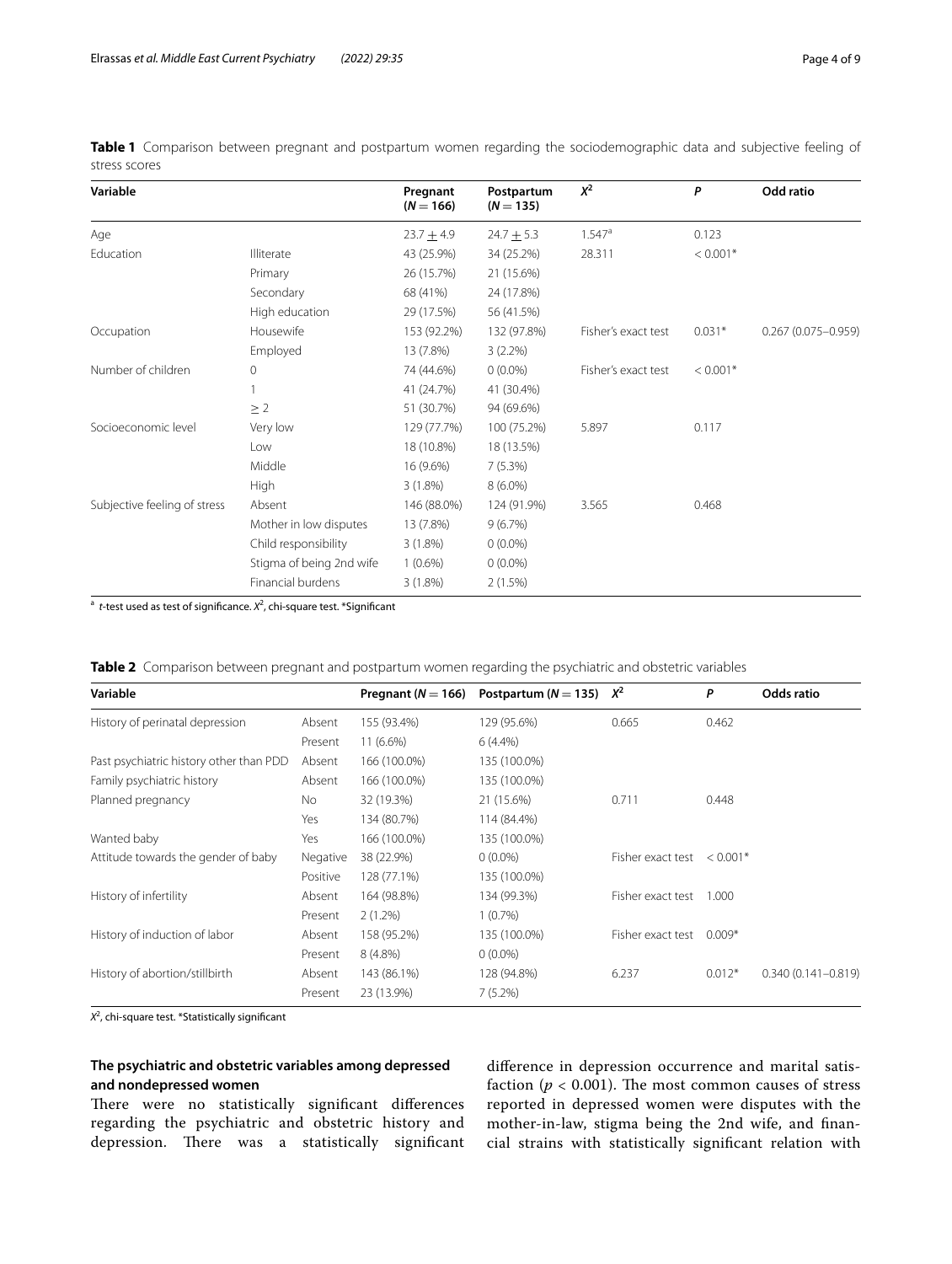**Table 1** Comparison between pregnant and postpartum women regarding the sociodemographic data and subjective feeling of stress scores

| Variable | | Pregnant ($N = 166$) | Postpartum ($N = 135$) | $X^2$ | $P$ | Odd ratio |
|---|---|---|---|---|---|---|
| Age | | 23.7 ± 4.9 | 24.7 ± 5.3 | 1.547[a] | 0.123 | |
| Education | Illiterate | 43 (25.9%) | 34 (25.2%) | 28.311 | < 0.001* | |
| | Primary | 26 (15.7%) | 21 (15.6%) | | | |
| | Secondary | 68 (41%) | 24 (17.8%) | | | |
| | High education | 29 (17.5%) | 56 (41.5%) | | | |
| Occupation | Housewife | 153 (92.2%) | 132 (97.8%) | Fisher's exact test | 0.031* | 0.267 (0.075–0.959) |
| | Employed | 13 (7.8%) | 3 (2.2%) | | | |
| Number of children | 0 | 74 (44.6%) | 0 (0.0%) | Fisher's exact test | < 0.001* | |
| | 1 | 41 (24.7%) | 41 (30.4%) | | | |
| | ≥ 2 | 51 (30.7%) | 94 (69.6%) | | | |
| Socioeconomic level | Very low | 129 (77.7%) | 100 (75.2%) | 5.897 | 0.117 | |
| | Low | 18 (10.8%) | 18 (13.5%) | | | |
| | Middle | 16 (9.6%) | 7 (5.3%) | | | |
| | High | 3 (1.8%) | 8 (6.0%) | | | |
| Subjective feeling of stress | Absent | 146 (88.0%) | 124 (91.9%) | 3.565 | 0.468 | |
| | Mother in low disputes | 13 (7.8%) | 9 (6.7%) | | | |
| | Child responsibility | 3 (1.8%) | 0 (0.0%) | | | |
| | Stigma of being 2nd wife | 1 (0.6%) | 0 (0.0%) | | | |
| | Financial burdens | 3 (1.8%) | 2 (1.5%) | | | |

[a] $t$-test used as test of significance. $X^2$, chi-square test. *Significant

**Table 2** Comparison between pregnant and postpartum women regarding the psychiatric and obstetric variables

| Variable | | Pregnant ($N = 166$) | Postpartum ($N = 135$) | $X^2$ | $P$ | Odds ratio |
|---|---|---|---|---|---|---|
| History of perinatal depression | Absent | 155 (93.4%) | 129 (95.6%) | 0.665 | 0.462 | |
| | Present | 11 (6.6%) | 6 (4.4%) | | | |
| Past psychiatric history other than PDD | Absent | 166 (100.0%) | 135 (100.0%) | | | |
| Family psychiatric history | Absent | 166 (100.0%) | 135 (100.0%) | | | |
| Planned pregnancy | No | 32 (19.3%) | 21 (15.6%) | 0.711 | 0.448 | |
| | Yes | 134 (80.7%) | 114 (84.4%) | | | |
| Wanted baby | Yes | 166 (100.0%) | 135 (100.0%) | | | |
| Attitude towards the gender of baby | Negative | 38 (22.9%) | 0 (0.0%) | Fisher exact test | < 0.001* | |
| | Positive | 128 (77.1%) | 135 (100.0%) | | | |
| History of infertility | Absent | 164 (98.8%) | 134 (99.3%) | Fisher exact test | 1.000 | |
| | Present | 2 (1.2%) | 1 (0.7%) | | | |
| History of induction of labor | Absent | 158 (95.2%) | 135 (100.0%) | Fisher exact test | 0.009* | |
| | Present | 8 (4.8%) | 0 (0.0%) | | | |
| History of abortion/stillbirth | Absent | 143 (86.1%) | 128 (94.8%) | 6.237 | 0.012* | 0.340 (0.141–0.819) |
| | Present | 23 (13.9%) | 7 (5.2%) | | | |

$X^2$, chi-square test. *Statistically significant

### The psychiatric and obstetric variables among depressed and nondepressed women

There were no statistically significant differences regarding the psychiatric and obstetric history and depression. There was a statistically significant difference in depression occurrence and marital satisfaction ($p < 0.001$). The most common causes of stress reported in depressed women were disputes with the mother-in-law, stigma being the 2nd wife, and financial strains with statistically significant relation with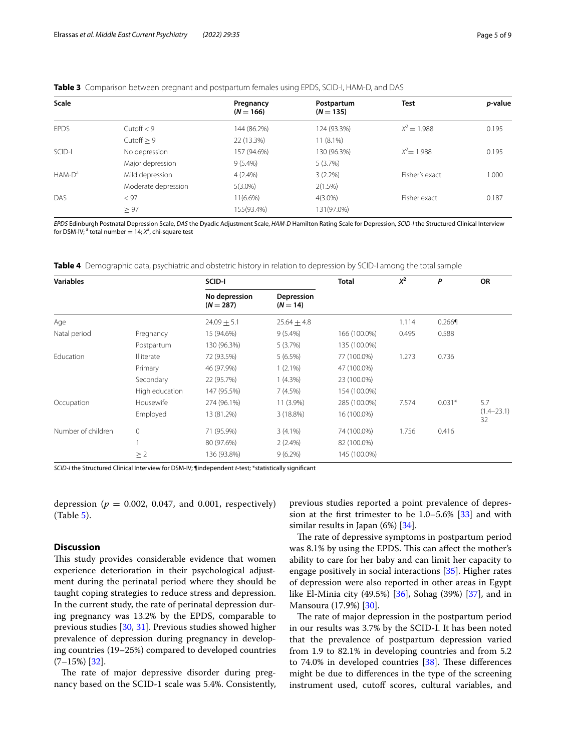**Table 3** Comparison between pregnant and postpartum females using EPDS, SCID-I, HAM-D, and DAS

| Scale | | Pregnancy (N = 166) | Postpartum (N = 135) | Test | *p*-value |
|---|---|---|---|---|---|
| EPDS | Cutoff < 9 | 144 (86.2%) | 124 (93.3%) | $X^2 = 1.988$ | 0.195 |
| | Cutoff ≥ 9 | 22 (13.3%) | 11 (8.1%) | | |
| SCID-I | No depression | 157 (94.6%) | 130 (96.3%) | $X^2 = 1.988$ | 0.195 |
| | Major depression | 9 (5.4%) | 5 (3.7%) | | |
| HAM-D[a] | Mild depression | 4 (2.4%) | 3 (2.2%) | Fisher's exact | 1.000 |
| | Moderate depression | 5(3.0%) | 2(1.5%) | | |
| DAS | < 97 | 11(6.6%) | 4(3.0%) | Fisher exact | 0.187 |
| | ≥ 97 | 155(93.4%) | 131(97.0%) | | |

*EPDS* Edinburgh Postnatal Depression Scale, *DAS* the Dyadic Adjustment Scale, *HAM-D* Hamilton Rating Scale for Depression, *SCID-I* the Structured Clinical Interview for DSM-IV; [a] total number = 14; $X^2$, chi-square test

**Table 4** Demographic data, psychiatric and obstetric history in relation to depression by SCID-I among the total sample

| Variables | | SCID-I | | Total | $X^2$ | *P* | OR |
|---|---|---|---|---|---|---|---|
| | | No depression (N = 287) | Depression (N = 14) | | | | |
| Age | | 24.09 ± 5.1 | 25.64 ± 4.8 | | 1.114 | 0.266¶ | |
| Natal period | Pregnancy | 15 (94.6%) | 9 (5.4%) | 166 (100.0%) | 0.495 | 0.588 | |
| | Postpartum | 130 (96.3%) | 5 (3.7%) | 135 (100.0%) | | | |
| Education | Illiterate | 72 (93.5%) | 5 (6.5%) | 77 (100.0%) | 1.273 | 0.736 | |
| | Primary | 46 (97.9%) | 1 (2.1%) | 47 (100.0%) | | | |
| | Secondary | 22 (95.7%) | 1 (4.3%) | 23 (100.0%) | | | |
| | High education | 147 (95.5%) | 7 (4.5%) | 154 (100.0%) | | | |
| Occupation | Housewife | 274 (96.1%) | 11 (3.9%) | 285 (100.0%) | 7.574 | 0.031* | 5.7 (1.4–23.1) 32 |
| | Employed | 13 (81.2%) | 3 (18.8%) | 16 (100.0%) | | | |
| Number of children | 0 | 71 (95.9%) | 3 (4.1%) | 74 (100.0%) | 1.756 | 0.416 | |
| | 1 | 80 (97.6%) | 2 (2.4%) | 82 (100.0%) | | | |
| | ≥ 2 | 136 (93.8%) | 9 (6.2%) | 145 (100.0%) | | | |

*SCID-I* the Structured Clinical Interview for DSM-IV; ¶independent *t*-test; *statistically significant

depression ($p$ = 0.002, 0.047, and 0.001, respectively) (Table 5).

## Discussion

This study provides considerable evidence that women experience deterioration in their psychological adjustment during the perinatal period where they should be taught coping strategies to reduce stress and depression. In the current study, the rate of perinatal depression during pregnancy was 13.2% by the EPDS, comparable to previous studies [30, 31]. Previous studies showed higher prevalence of depression during pregnancy in developing countries (19–25%) compared to developed countries (7–15%) [32].

The rate of major depressive disorder during pregnancy based on the SCID-1 scale was 5.4%. Consistently, previous studies reported a point prevalence of depression at the first trimester to be 1.0–5.6% [33] and with similar results in Japan (6%) [34].

The rate of depressive symptoms in postpartum period was 8.1% by using the EPDS. This can affect the mother's ability to care for her baby and can limit her capacity to engage positively in social interactions [35]. Higher rates of depression were also reported in other areas in Egypt like El-Minia city (49.5%) [36], Sohag (39%) [37], and in Mansoura (17.9%) [30].

The rate of major depression in the postpartum period in our results was 3.7% by the SCID-I. It has been noted that the prevalence of postpartum depression varied from 1.9 to 82.1% in developing countries and from 5.2 to 74.0% in developed countries [38]. These differences might be due to differences in the type of the screening instrument used, cutoff scores, cultural variables, and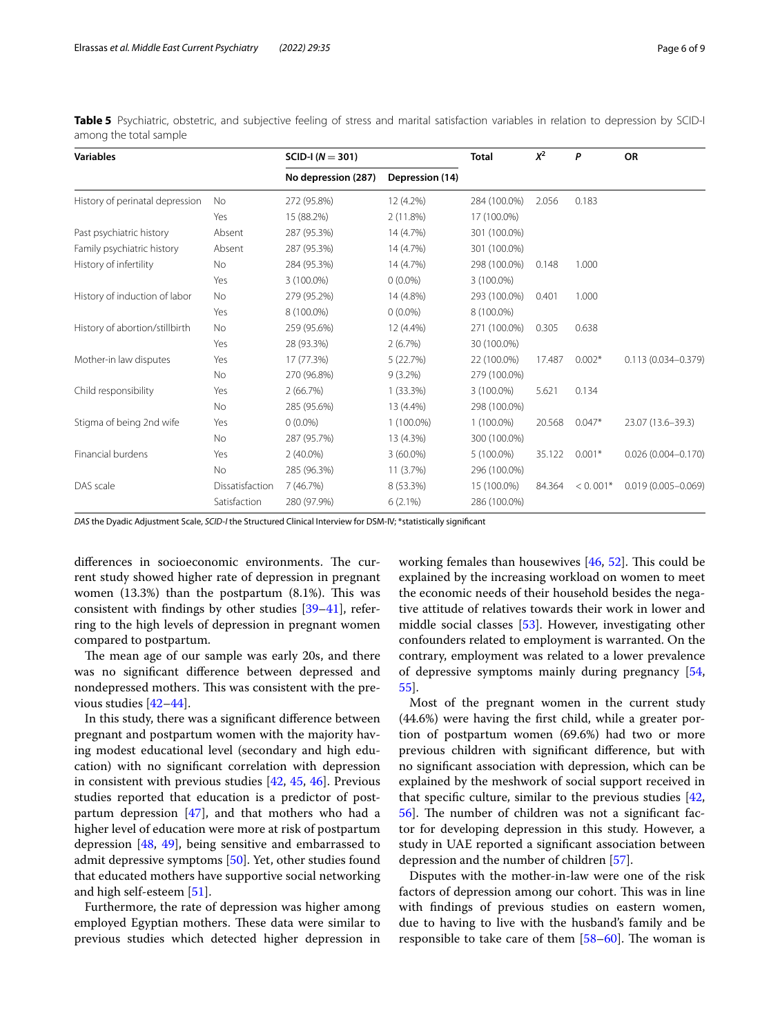**Table 5** Psychiatric, obstetric, and subjective feeling of stress and marital satisfaction variables in relation to depression by SCID-I among the total sample

| Variables | | SCID-I ($N = 301$) | | Total | $X^2$ | $P$ | OR |
|---|---|---|---|---|---|---|---|
| | | No depression (287) | Depression (14) | | | | |
| History of perinatal depression | No | 272 (95.8%) | 12 (4.2%) | 284 (100.0%) | 2.056 | 0.183 | |
| | Yes | 15 (88.2%) | 2 (11.8%) | 17 (100.0%) | | | |
| Past psychiatric history | Absent | 287 (95.3%) | 14 (4.7%) | 301 (100.0%) | | | |
| Family psychiatric history | Absent | 287 (95.3%) | 14 (4.7%) | 301 (100.0%) | | | |
| History of infertility | No | 284 (95.3%) | 14 (4.7%) | 298 (100.0%) | 0.148 | 1.000 | |
| | Yes | 3 (100.0%) | 0 (0.0%) | 3 (100.0%) | | | |
| History of induction of labor | No | 279 (95.2%) | 14 (4.8%) | 293 (100.0%) | 0.401 | 1.000 | |
| | Yes | 8 (100.0%) | 0 (0.0%) | 8 (100.0%) | | | |
| History of abortion/stillbirth | No | 259 (95.6%) | 12 (4.4%) | 271 (100.0%) | 0.305 | 0.638 | |
| | Yes | 28 (93.3%) | 2 (6.7%) | 30 (100.0%) | | | |
| Mother-in law disputes | Yes | 17 (77.3%) | 5 (22.7%) | 22 (100.0%) | 17.487 | 0.002* | 0.113 (0.034–0.379) |
| | No | 270 (96.8%) | 9 (3.2%) | 279 (100.0%) | | | |
| Child responsibility | Yes | 2 (66.7%) | 1 (33.3%) | 3 (100.0%) | 5.621 | 0.134 | |
| | No | 285 (95.6%) | 13 (4.4%) | 298 (100.0%) | | | |
| Stigma of being 2nd wife | Yes | 0 (0.0%) | 1 (100.0%) | 1 (100.0%) | 20.568 | 0.047* | 23.07 (13.6–39.3) |
| | No | 287 (95.7%) | 13 (4.3%) | 300 (100.0%) | | | |
| Financial burdens | Yes | 2 (40.0%) | 3 (60.0%) | 5 (100.0%) | 35.122 | 0.001* | 0.026 (0.004–0.170) |
| | No | 285 (96.3%) | 11 (3.7%) | 296 (100.0%) | | | |
| DAS scale | Dissatisfaction | 7 (46.7%) | 8 (53.3%) | 15 (100.0%) | 84.364 | < 0.001* | 0.019 (0.005–0.069) |
| | Satisfaction | 280 (97.9%) | 6 (2.1%) | 286 (100.0%) | | | |

*DAS* the Dyadic Adjustment Scale, *SCID-I* the Structured Clinical Interview for DSM-IV; *statistically significant

differences in socioeconomic environments. The current study showed higher rate of depression in pregnant women (13.3%) than the postpartum (8.1%). This was consistent with findings by other studies [39–41], referring to the high levels of depression in pregnant women compared to postpartum.

The mean age of our sample was early 20s, and there was no significant difference between depressed and nondepressed mothers. This was consistent with the previous studies [42–44].

In this study, there was a significant difference between pregnant and postpartum women with the majority having modest educational level (secondary and high education) with no significant correlation with depression in consistent with previous studies [42, 45, 46]. Previous studies reported that education is a predictor of postpartum depression [47], and that mothers who had a higher level of education were more at risk of postpartum depression [48, 49], being sensitive and embarrassed to admit depressive symptoms [50]. Yet, other studies found that educated mothers have supportive social networking and high self-esteem [51].

Furthermore, the rate of depression was higher among employed Egyptian mothers. These data were similar to previous studies which detected higher depression in working females than housewives [46, 52]. This could be explained by the increasing workload on women to meet the economic needs of their household besides the negative attitude of relatives towards their work in lower and middle social classes [53]. However, investigating other confounders related to employment is warranted. On the contrary, employment was related to a lower prevalence of depressive symptoms mainly during pregnancy [54, 55].

Most of the pregnant women in the current study (44.6%) were having the first child, while a greater portion of postpartum women (69.6%) had two or more previous children with significant difference, but with no significant association with depression, which can be explained by the meshwork of social support received in that specific culture, similar to the previous studies [42, 56]. The number of children was not a significant factor for developing depression in this study. However, a study in UAE reported a significant association between depression and the number of children [57].

Disputes with the mother-in-law were one of the risk factors of depression among our cohort. This was in line with findings of previous studies on eastern women, due to having to live with the husband's family and be responsible to take care of them [58–60]. The woman is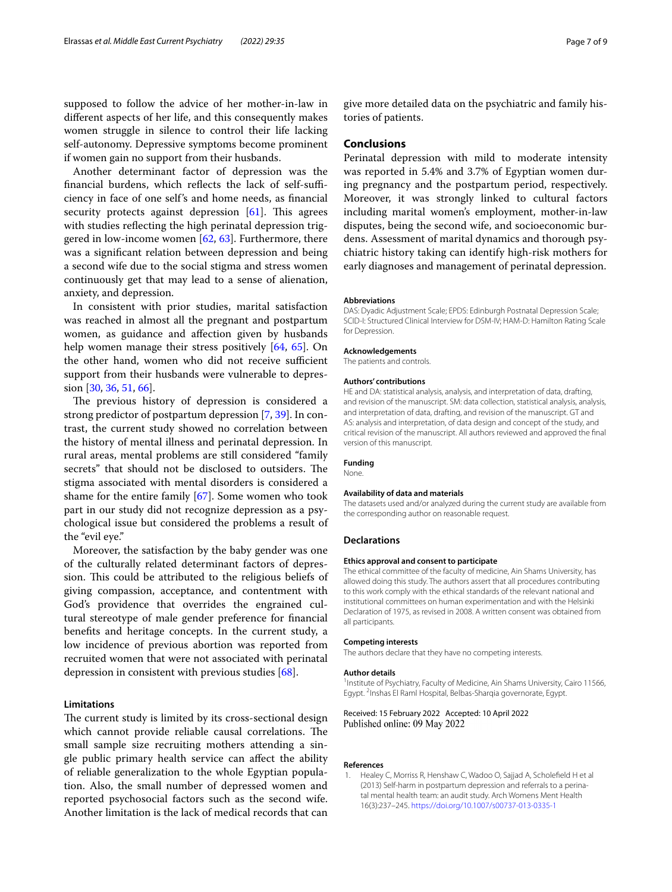supposed to follow the advice of her mother-in-law in different aspects of her life, and this consequently makes women struggle in silence to control their life lacking self-autonomy. Depressive symptoms become prominent if women gain no support from their husbands.

Another determinant factor of depression was the financial burdens, which reflects the lack of self-sufficiency in face of one self's and home needs, as financial security protects against depression [61]. This agrees with studies reflecting the high perinatal depression triggered in low-income women [62, 63]. Furthermore, there was a significant relation between depression and being a second wife due to the social stigma and stress women continuously get that may lead to a sense of alienation, anxiety, and depression.

In consistent with prior studies, marital satisfaction was reached in almost all the pregnant and postpartum women, as guidance and affection given by husbands help women manage their stress positively [64, 65]. On the other hand, women who did not receive sufficient support from their husbands were vulnerable to depression [30, 36, 51, 66].

The previous history of depression is considered a strong predictor of postpartum depression [7, 39]. In contrast, the current study showed no correlation between the history of mental illness and perinatal depression. In rural areas, mental problems are still considered "family secrets" that should not be disclosed to outsiders. The stigma associated with mental disorders is considered a shame for the entire family [67]. Some women who took part in our study did not recognize depression as a psychological issue but considered the problems a result of the "evil eye."

Moreover, the satisfaction by the baby gender was one of the culturally related determinant factors of depression. This could be attributed to the religious beliefs of giving compassion, acceptance, and contentment with God's providence that overrides the engrained cultural stereotype of male gender preference for financial benefits and heritage concepts. In the current study, a low incidence of previous abortion was reported from recruited women that were not associated with perinatal depression in consistent with previous studies [68].

## Limitations

The current study is limited by its cross-sectional design which cannot provide reliable causal correlations. The small sample size recruiting mothers attending a single public primary health service can affect the ability of reliable generalization to the whole Egyptian population. Also, the small number of depressed women and reported psychosocial factors such as the second wife. Another limitation is the lack of medical records that can give more detailed data on the psychiatric and family histories of patients.

## Conclusions

Perinatal depression with mild to moderate intensity was reported in 5.4% and 3.7% of Egyptian women during pregnancy and the postpartum period, respectively. Moreover, it was strongly linked to cultural factors including marital women's employment, mother-in-law disputes, being the second wife, and socioeconomic burdens. Assessment of marital dynamics and thorough psychiatric history taking can identify high-risk mothers for early diagnoses and management of perinatal depression.

#### Abbreviations

DAS: Dyadic Adjustment Scale; EPDS: Edinburgh Postnatal Depression Scale; SCID-I: Structured Clinical Interview for DSM-IV; HAM-D: Hamilton Rating Scale for Depression.

#### Acknowledgements

The patients and controls.

#### Authors' contributions

HE and DA: statistical analysis, analysis, and interpretation of data, drafting, and revision of the manuscript. SM: data collection, statistical analysis, analysis, and interpretation of data, drafting, and revision of the manuscript. GT and AS: analysis and interpretation, of data design and concept of the study, and critical revision of the manuscript. All authors reviewed and approved the final version of this manuscript.

#### Funding

None.

#### Availability of data and materials

The datasets used and/or analyzed during the current study are available from the corresponding author on reasonable request.

### Declarations

#### Ethics approval and consent to participate

The ethical committee of the faculty of medicine, Ain Shams University, has allowed doing this study. The authors assert that all procedures contributing to this work comply with the ethical standards of the relevant national and institutional committees on human experimentation and with the Helsinki Declaration of 1975, as revised in 2008. A written consent was obtained from all participants.

#### Competing interests

The authors declare that they have no competing interests.

#### Author details

[1] Institute of Psychiatry, Faculty of Medicine, Ain Shams University, Cairo 11566, Egypt. [2] Inshas El Raml Hospital, Belbas-Sharqia governorate, Egypt.

Received: 15 February 2022 Accepted: 10 April 2022
Published online: 09 May 2022

#### References

1. Healey C, Morriss R, Henshaw C, Wadoo O, Sajjad A, Scholefield H et al (2013) Self-harm in postpartum depression and referrals to a perinatal mental health team: an audit study. Arch Womens Ment Health 16(3):237–245. https://doi.org/10.1007/s00737-013-0335-1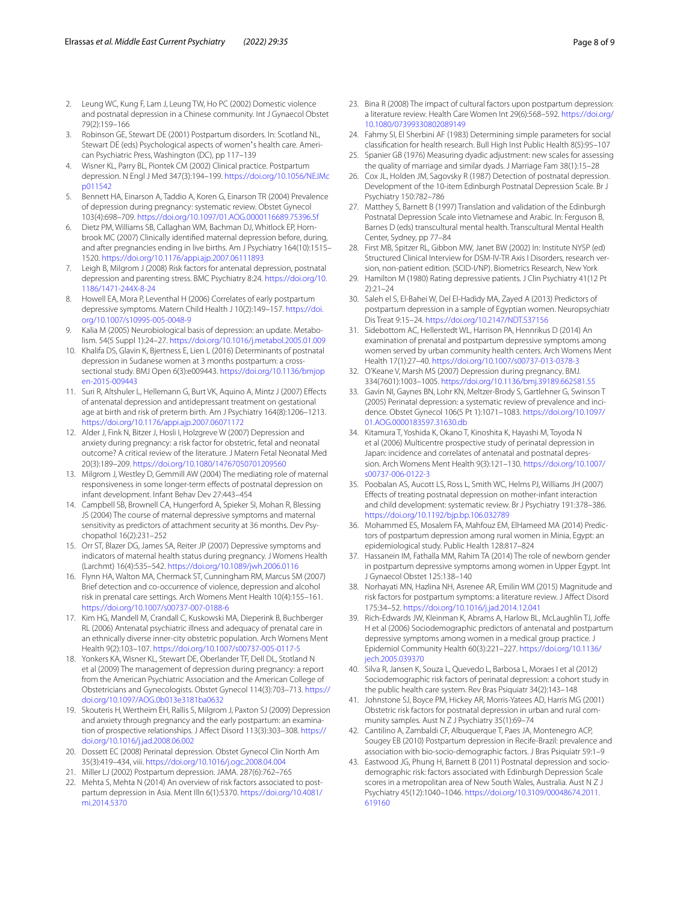2. Leung WC, Kung F, Lam J, Leung TW, Ho PC (2002) Domestic violence and postnatal depression in a Chinese community. Int J Gynaecol Obstet 79(2):159–166
3. Robinson GE, Stewart DE (2001) Postpartum disorders. In: Scotland NL, Stewart DE (eds) Psychological aspects of women's health care. American Psychiatric Press, Washington (DC), pp 117–139
4. Wisner KL, Parry BL, Piontek CM (2002) Clinical practice. Postpartum depression. N Engl J Med 347(3):194–199. https://doi.org/10.1056/NEJMcp011542
5. Bennett HA, Einarson A, Taddio A, Koren G, Einarson TR (2004) Prevalence of depression during pregnancy: systematic review. Obstet Gynecol 103(4):698–709. https://doi.org/10.1097/01.AOG.0000116689.75396.5f
6. Dietz PM, Williams SB, Callaghan WM, Bachman DJ, Whitlock EP, Hornbrook MC (2007) Clinically identified maternal depression before, during, and after pregnancies ending in live births. Am J Psychiatry 164(10):1515–1520. https://doi.org/10.1176/appi.ajp.2007.06111893
7. Leigh B, Milgrom J (2008) Risk factors for antenatal depression, postnatal depression and parenting stress. BMC Psychiatry 8:24. https://doi.org/10.1186/1471-244X-8-24
8. Howell EA, Mora P, Leventhal H (2006) Correlates of early postpartum depressive symptoms. Matern Child Health J 10(2):149–157. https://doi.org/10.1007/s10995-005-0048-9
9. Kalia M (2005) Neurobiological basis of depression: an update. Metabolism. 54(5 Suppl 1):24–27. https://doi.org/10.1016/j.metabol.2005.01.009
10. Khalifa DS, Glavin K, Bjertness E, Lien L (2016) Determinants of postnatal depression in Sudanese women at 3 months postpartum: a cross-sectional study. BMJ Open 6(3):e009443. https://doi.org/10.1136/bmjopen-2015-009443
11. Suri R, Altshuler L, Hellemann G, Burt VK, Aquino A, Mintz J (2007) Effects of antenatal depression and antidepressant treatment on gestational age at birth and risk of preterm birth. Am J Psychiatry 164(8):1206–1213. https://doi.org/10.1176/appi.ajp.2007.06071172
12. Alder J, Fink N, Bitzer J, Hosli I, Holzgreve W (2007) Depression and anxiety during pregnancy: a risk factor for obstetric, fetal and neonatal outcome? A critical review of the literature. J Matern Fetal Neonatal Med 20(3):189–209. https://doi.org/10.1080/14767050701209560
13. Milgrom J, Westley D, Gemmill AW (2004) The mediating role of maternal responsiveness in some longer-term effects of postnatal depression on infant development. Infant Behav Dev 27:443–454
14. Campbell SB, Brownell CA, Hungerford A, Spieker SI, Mohan R, Blessing JS (2004) The course of maternal depressive symptoms and maternal sensitivity as predictors of attachment security at 36 months. Dev Psychopathol 16(2):231–252
15. Orr ST, Blazer DG, James SA, Reiter JP (2007) Depressive symptoms and indicators of maternal health status during pregnancy. J Womens Health (Larchmt) 16(4):535–542. https://doi.org/10.1089/jwh.2006.0116
16. Flynn HA, Walton MA, Chermack ST, Cunningham RM, Marcus SM (2007) Brief detection and co-occurrence of violence, depression and alcohol risk in prenatal care settings. Arch Womens Ment Health 10(4):155–161. https://doi.org/10.1007/s00737-007-0188-6
17. Kim HG, Mandell M, Crandall C, Kuskowski MA, Dieperink B, Buchberger RL (2006) Antenatal psychiatric illness and adequacy of prenatal care in an ethnically diverse inner-city obstetric population. Arch Womens Ment Health 9(2):103–107. https://doi.org/10.1007/s00737-005-0117-5
18. Yonkers KA, Wisner KL, Stewart DE, Oberlander TF, Dell DL, Stotland N et al (2009) The management of depression during pregnancy: a report from the American Psychiatric Association and the American College of Obstetricians and Gynecologists. Obstet Gynecol 114(3):703–713. https://doi.org/10.1097/AOG.0b013e3181ba0632
19. Skouteris H, Wertheim EH, Rallis S, Milgrom J, Paxton SJ (2009) Depression and anxiety through pregnancy and the early postpartum: an examination of prospective relationships. J Affect Disord 113(3):303–308. https://doi.org/10.1016/j.jad.2008.06.002
20. Dossett EC (2008) Perinatal depression. Obstet Gynecol Clin North Am 35(3):419–434, viii. https://doi.org/10.1016/j.ogc.2008.04.004
21. Miller LJ (2002) Postpartum depression. JAMA. 287(6):762–765
22. Mehta S, Mehta N (2014) An overview of risk factors associated to postpartum depression in Asia. Ment Illn 6(1):5370. https://doi.org/10.4081/mi.2014.5370
23. Bina R (2008) The impact of cultural factors upon postpartum depression: a literature review. Health Care Women Int 29(6):568–592. https://doi.org/10.1080/07399330802089149
24. Fahmy SI, El Sherbini AF (1983) Determining simple parameters for social classification for health research. Bull High Inst Public Health 8(5):95–107
25. Spanier GB (1976) Measuring dyadic adjustment: new scales for assessing the quality of marriage and similar dyads. J Marriage Fam 38(1):15–28
26. Cox JL, Holden JM, Sagovsky R (1987) Detection of postnatal depression. Development of the 10-item Edinburgh Postnatal Depression Scale. Br J Psychiatry 150:782–786
27. Matthey S, Barnett B (1997) Translation and validation of the Edinburgh Postnatal Depression Scale into Vietnamese and Arabic. In: Ferguson B, Barnes D (eds) transcultural mental health. Transcultural Mental Health Center, Sydney, pp 77–84
28. First MB, Spitzer RL, Gibbon MW, Janet BW (2002) In: Institute NYSP (ed) Structured Clinical Interview for DSM-IV-TR Axis I Disorders, research version, non-patient edition. (SCID-I/NP). Biometrics Research, New York
29. Hamilton M (1980) Rating depressive patients. J Clin Psychiatry 41(12 Pt 2):21–24
30. Saleh el S, El-Bahei W, Del El-Hadidy MA, Zayed A (2013) Predictors of postpartum depression in a sample of Egyptian women. Neuropsychiatr Dis Treat 9:15–24. https://doi.org/10.2147/NDT.S37156
31. Sidebottom AC, Hellerstedt WL, Harrison PA, Hennrikus D (2014) An examination of prenatal and postpartum depressive symptoms among women served by urban community health centers. Arch Womens Ment Health 17(1):27–40. https://doi.org/10.1007/s00737-013-0378-3
32. O'Keane V, Marsh MS (2007) Depression during pregnancy. BMJ. 334(7601):1003–1005. https://doi.org/10.1136/bmj.39189.662581.55
33. Gavin NI, Gaynes BN, Lohr KN, Meltzer-Brody S, Gartlehner G, Swinson T (2005) Perinatal depression: a systematic review of prevalence and incidence. Obstet Gynecol 106(5 Pt 1):1071–1083. https://doi.org/10.1097/01.AOG.0000183597.31630.db
34. Kitamura T, Yoshida K, Okano T, Kinoshita K, Hayashi M, Toyoda N et al (2006) Multicentre prospective study of perinatal depression in Japan: incidence and correlates of antenatal and postnatal depression. Arch Womens Ment Health 9(3):121–130. https://doi.org/10.1007/s00737-006-0122-3
35. Poobalan AS, Aucott LS, Ross L, Smith WC, Helms PJ, Williams JH (2007) Effects of treating postnatal depression on mother-infant interaction and child development: systematic review. Br J Psychiatry 191:378–386. https://doi.org/10.1192/bjp.bp.106.032789
36. Mohammed ES, Mosalem FA, Mahfouz EM, ElHameed MA (2014) Predictors of postpartum depression among rural women in Minia, Egypt: an epidemiological study. Public Health 128:817–824
37. Hassanein IM, Fathalla MM, Rahim TA (2014) The role of newborn gender in postpartum depressive symptoms among women in Upper Egypt. Int J Gynaecol Obstet 125:138–140
38. Norhayati MN, Hazlina NH, Asrenee AR, Emilin WM (2015) Magnitude and risk factors for postpartum symptoms: a literature review. J Affect Disord 175:34–52. https://doi.org/10.1016/j.jad.2014.12.041
39. Rich-Edwards JW, Kleinman K, Abrams A, Harlow BL, McLaughlin TJ, Joffe H et al (2006) Sociodemographic predictors of antenatal and postpartum depressive symptoms among women in a medical group practice. J Epidemiol Community Health 60(3):221–227. https://doi.org/10.1136/jech.2005.039370
40. Silva R, Jansen K, Souza L, Quevedo L, Barbosa L, Moraes I et al (2012) Sociodemographic risk factors of perinatal depression: a cohort study in the public health care system. Rev Bras Psiquiatr 34(2):143–148
41. Johnstone SJ, Boyce PM, Hickey AR, Morris-Yatees AD, Harris MG (2001) Obstetric risk factors for postnatal depression in urban and rural community samples. Aust N Z J Psychiatry 35(1):69–74
42. Cantilino A, Zambaldi CF, Albuquerque T, Paes JA, Montenegro ACP, Sougey EB (2010) Postpartum depression in Recife-Brazil: prevalence and association with bio-socio-demographic factors. J Bras Psiquiatr 59:1–9
43. Eastwood JG, Phung H, Barnett B (2011) Postnatal depression and socio-demographic risk: factors associated with Edinburgh Depression Scale scores in a metropolitan area of New South Wales, Australia. Aust N Z J Psychiatry 45(12):1040–1046. https://doi.org/10.3109/00048674.2011.619160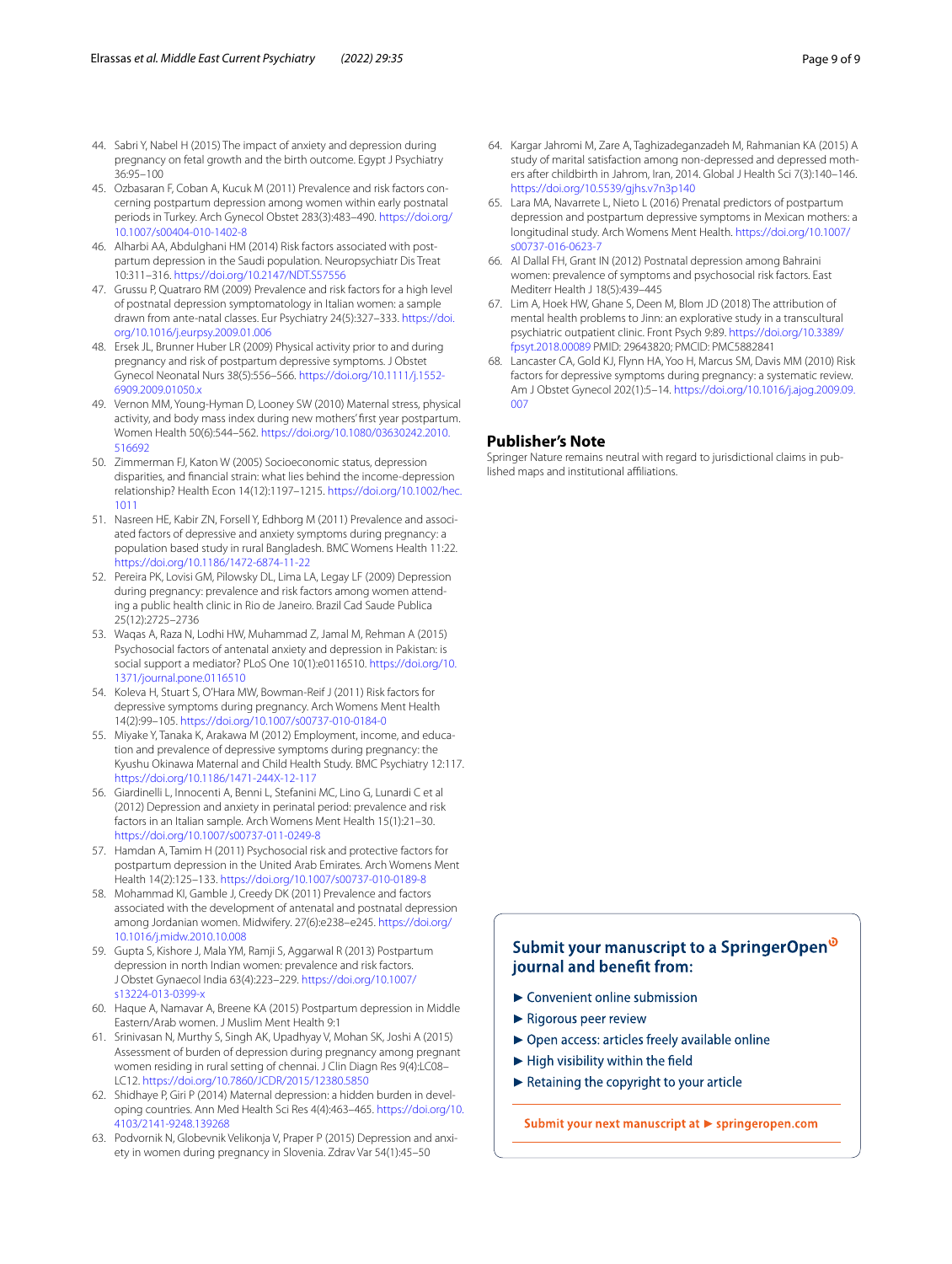44. Sabri Y, Nabel H (2015) The impact of anxiety and depression during pregnancy on fetal growth and the birth outcome. Egypt J Psychiatry 36:95–100
45. Ozbasaran F, Coban A, Kucuk M (2011) Prevalence and risk factors concerning postpartum depression among women within early postnatal periods in Turkey. Arch Gynecol Obstet 283(3):483–490. https://doi.org/10.1007/s00404-010-1402-8
46. Alharbi AA, Abdulghani HM (2014) Risk factors associated with postpartum depression in the Saudi population. Neuropsychiatr Dis Treat 10:311–316. https://doi.org/10.2147/NDT.S57556
47. Grussu P, Quatraro RM (2009) Prevalence and risk factors for a high level of postnatal depression symptomatology in Italian women: a sample drawn from ante-natal classes. Eur Psychiatry 24(5):327–333. https://doi.org/10.1016/j.eurpsy.2009.01.006
48. Ersek JL, Brunner Huber LR (2009) Physical activity prior to and during pregnancy and risk of postpartum depressive symptoms. J Obstet Gynecol Neonatal Nurs 38(5):556–566. https://doi.org/10.1111/j.1552-6909.2009.01050.x
49. Vernon MM, Young-Hyman D, Looney SW (2010) Maternal stress, physical activity, and body mass index during new mothers' first year postpartum. Women Health 50(6):544–562. https://doi.org/10.1080/03630242.2010.516692
50. Zimmerman FJ, Katon W (2005) Socioeconomic status, depression disparities, and financial strain: what lies behind the income-depression relationship? Health Econ 14(12):1197–1215. https://doi.org/10.1002/hec.1011
51. Nasreen HE, Kabir ZN, Forsell Y, Edhborg M (2011) Prevalence and associated factors of depressive and anxiety symptoms during pregnancy: a population based study in rural Bangladesh. BMC Womens Health 11:22. https://doi.org/10.1186/1472-6874-11-22
52. Pereira PK, Lovisi GM, Pilowsky DL, Lima LA, Legay LF (2009) Depression during pregnancy: prevalence and risk factors among women attending a public health clinic in Rio de Janeiro. Brazil Cad Saude Publica 25(12):2725–2736
53. Waqas A, Raza N, Lodhi HW, Muhammad Z, Jamal M, Rehman A (2015) Psychosocial factors of antenatal anxiety and depression in Pakistan: is social support a mediator? PLoS One 10(1):e0116510. https://doi.org/10.1371/journal.pone.0116510
54. Koleva H, Stuart S, O'Hara MW, Bowman-Reif J (2011) Risk factors for depressive symptoms during pregnancy. Arch Womens Ment Health 14(2):99–105. https://doi.org/10.1007/s00737-010-0184-0
55. Miyake Y, Tanaka K, Arakawa M (2012) Employment, income, and education and prevalence of depressive symptoms during pregnancy: the Kyushu Okinawa Maternal and Child Health Study. BMC Psychiatry 12:117. https://doi.org/10.1186/1471-244X-12-117
56. Giardinelli L, Innocenti A, Benni L, Stefanini MC, Lino G, Lunardi C et al (2012) Depression and anxiety in perinatal period: prevalence and risk factors in an Italian sample. Arch Womens Ment Health 15(1):21–30. https://doi.org/10.1007/s00737-011-0249-8
57. Hamdan A, Tamim H (2011) Psychosocial risk and protective factors for postpartum depression in the United Arab Emirates. Arch Womens Ment Health 14(2):125–133. https://doi.org/10.1007/s00737-010-0189-8
58. Mohammad KI, Gamble J, Creedy DK (2011) Prevalence and factors associated with the development of antenatal and postnatal depression among Jordanian women. Midwifery. 27(6):e238–e245. https://doi.org/10.1016/j.midw.2010.10.008
59. Gupta S, Kishore J, Mala YM, Ramji S, Aggarwal R (2013) Postpartum depression in north Indian women: prevalence and risk factors. J Obstet Gynaecol India 63(4):223–229. https://doi.org/10.1007/s13224-013-0399-x
60. Haque A, Namavar A, Breene KA (2015) Postpartum depression in Middle Eastern/Arab women. J Muslim Ment Health 9:1
61. Srinivasan N, Murthy S, Singh AK, Upadhyay V, Mohan SK, Joshi A (2015) Assessment of burden of depression during pregnancy among pregnant women residing in rural setting of chennai. J Clin Diagn Res 9(4):LC08–LC12. https://doi.org/10.7860/JCDR/2015/12380.5850
62. Shidhaye P, Giri P (2014) Maternal depression: a hidden burden in developing countries. Ann Med Health Sci Res 4(4):463–465. https://doi.org/10.4103/2141-9248.139268
63. Podvornik N, Globevnik Velikonja V, Praper P (2015) Depression and anxiety in women during pregnancy in Slovenia. Zdrav Var 54(1):45–50
64. Kargar Jahromi M, Zare A, Taghizadeganzadeh M, Rahmanian KA (2015) A study of marital satisfaction among non-depressed and depressed mothers after childbirth in Jahrom, Iran, 2014. Global J Health Sci 7(3):140–146. https://doi.org/10.5539/gjhs.v7n3p140
65. Lara MA, Navarrete L, Nieto L (2016) Prenatal predictors of postpartum depression and postpartum depressive symptoms in Mexican mothers: a longitudinal study. Arch Womens Ment Health. https://doi.org/10.1007/s00737-016-0623-7
66. Al Dallal FH, Grant IN (2012) Postnatal depression among Bahraini women: prevalence of symptoms and psychosocial risk factors. East Mediterr Health J 18(5):439–445
67. Lim A, Hoek HW, Ghane S, Deen M, Blom JD (2018) The attribution of mental health problems to Jinn: an explorative study in a transcultural psychiatric outpatient clinic. Front Psych 9:89. https://doi.org/10.3389/fpsyt.2018.00089 PMID: 29643820; PMCID: PMC5882841
68. Lancaster CA, Gold KJ, Flynn HA, Yoo H, Marcus SM, Davis MM (2010) Risk factors for depressive symptoms during pregnancy: a systematic review. Am J Obstet Gynecol 202(1):5–14. https://doi.org/10.1016/j.ajog.2009.09.007

## Publisher's Note

Springer Nature remains neutral with regard to jurisdictional claims in published maps and institutional affiliations.

**Submit your manuscript to a SpringerOpen journal and benefit from:**

- ► Convenient online submission
- ► Rigorous peer review
- ► Open access: articles freely available online
- ► High visibility within the field
- ► Retaining the copyright to your article

**Submit your next manuscript at ► springeropen.com**